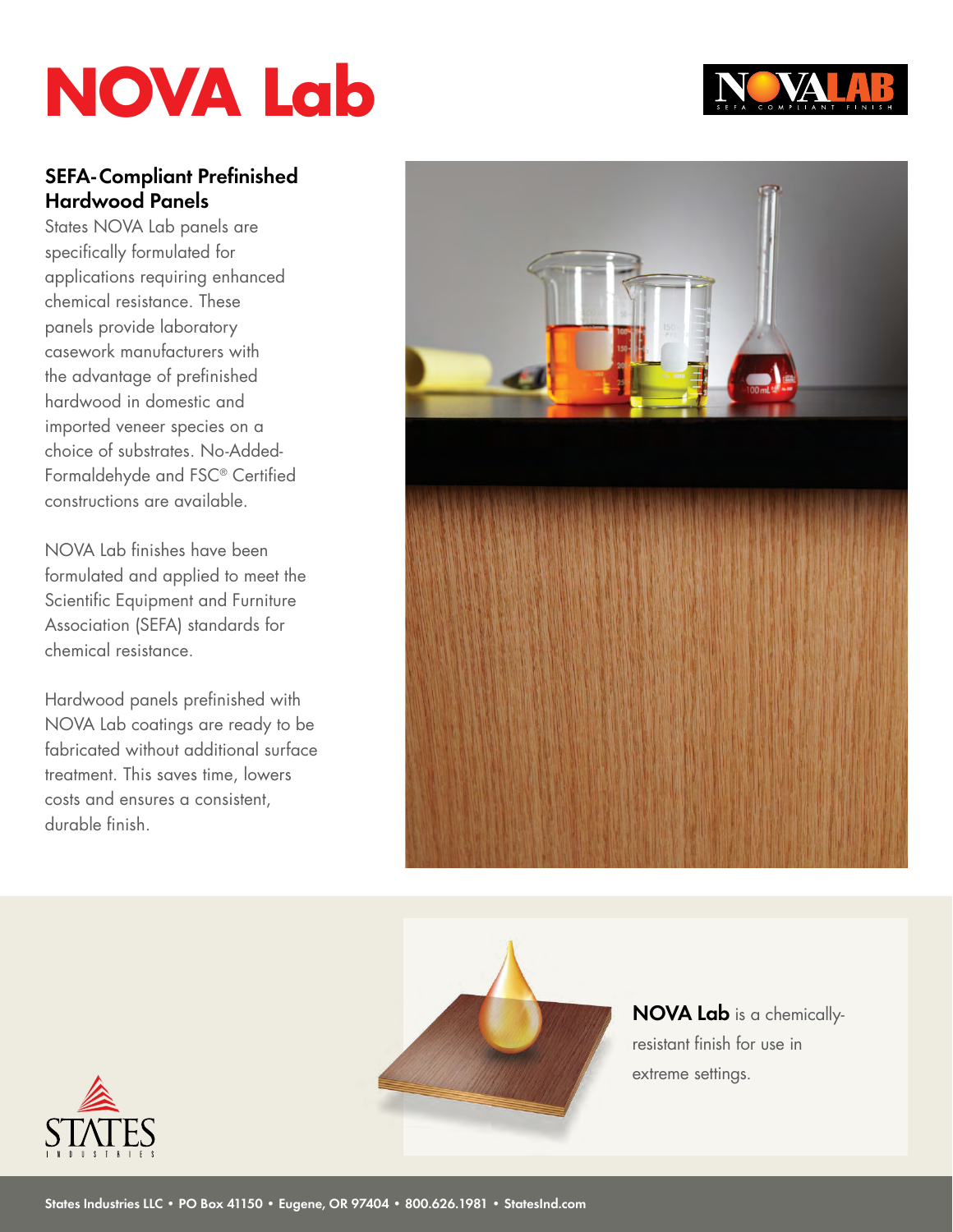# NOVA Lab

## SEFA-Compliant Prefinished Hardwood Panels

States NOVA Lab panels are specifically formulated for applications requiring enhanced chemical resistance. These panels provide laboratory casework manufacturers with the advantage of prefinished hardwood in domestic and imported veneer species on a choice of substrates. No-Added-Formaldehyde and FSC® Certified constructions are available.

NOVA Lab finishes have been formulated and applied to meet the Scientific Equipment and Furniture Association (SEFA) standards for chemical resistance.

Hardwood panels prefinished with NOVA Lab coatings are ready to be fabricated without additional surface treatment. This saves time, lowers costs and ensures a consistent, durable finish.

**NOVA Lab** is a chemically-resistant finish for use in extreme settings.

States Industries LLC • PO Box 41150 • Eugene, OR 97404 • 800.626.1981 • StatesInd.com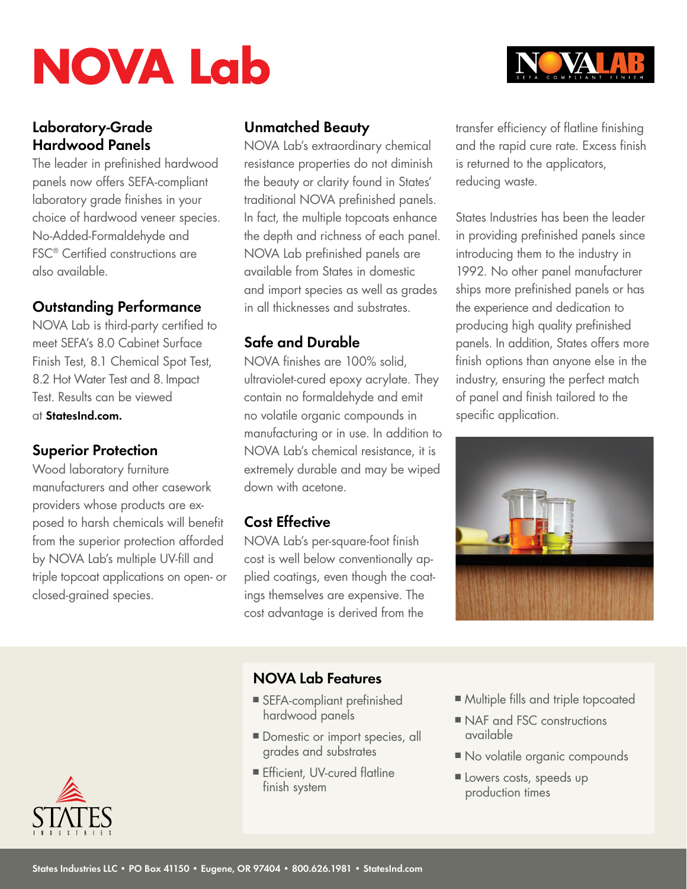# NOVA Lab

## Laboratory-Grade Hardwood Panels

The leader in prefinished hardwood panels now offers SEFA-compliant laboratory grade finishes in your choice of hardwood veneer species. No-Added-Formaldehyde and FSC® Certified constructions are also available.

## Outstanding Performance

NOVA Lab is third-party certified to meet SEFA's 8.0 Cabinet Surface Finish Test, 8.1 Chemical Spot Test, 8.2 Hot Water Test and 8. Impact Test. Results can be viewed at **StatesInd.com.**

## Superior Protection

Wood laboratory furniture manufacturers and other casework providers whose products are exposed to harsh chemicals will benefit from the superior protection afforded by NOVA Lab's multiple UV-fill and triple topcoat applications on open- or closed-grained species.

## Unmatched Beauty

NOVA Lab's extraordinary chemical resistance properties do not diminish the beauty or clarity found in States' traditional NOVA prefinished panels. In fact, the multiple topcoats enhance the depth and richness of each panel. NOVA Lab prefinished panels are available from States in domestic and import species as well as grades in all thicknesses and substrates.

## Safe and Durable

NOVA finishes are 100% solid, ultraviolet-cured epoxy acrylate. They contain no formaldehyde and emit no volatile organic compounds in manufacturing or in use. In addition to NOVA Lab's chemical resistance, it is extremely durable and may be wiped down with acetone.

## Cost Effective

NOVA Lab's per-square-foot finish cost is well below conventionally applied coatings, even though the coatings themselves are expensive. The cost advantage is derived from the transfer efficiency of flatline finishing and the rapid cure rate. Excess finish is returned to the applicators, reducing waste.

States Industries has been the leader in providing prefinished panels since introducing them to the industry in 1992. No other panel manufacturer ships more prefinished panels or has the experience and dedication to producing high quality prefinished panels. In addition, States offers more finish options than anyone else in the industry, ensuring the perfect match of panel and finish tailored to the specific application.

## NOVA Lab Features

- SEFA-compliant prefinished hardwood panels
- Domestic or import species, all grades and substrates
- Efficient, UV-cured flatline finish system
- Multiple fills and triple topcoated
- NAF and FSC constructions available
- No volatile organic compounds
- Lowers costs, speeds up production times

States Industries LLC • PO Box 41150 • Eugene, OR 97404 • 800.626.1981 • StatesInd.com